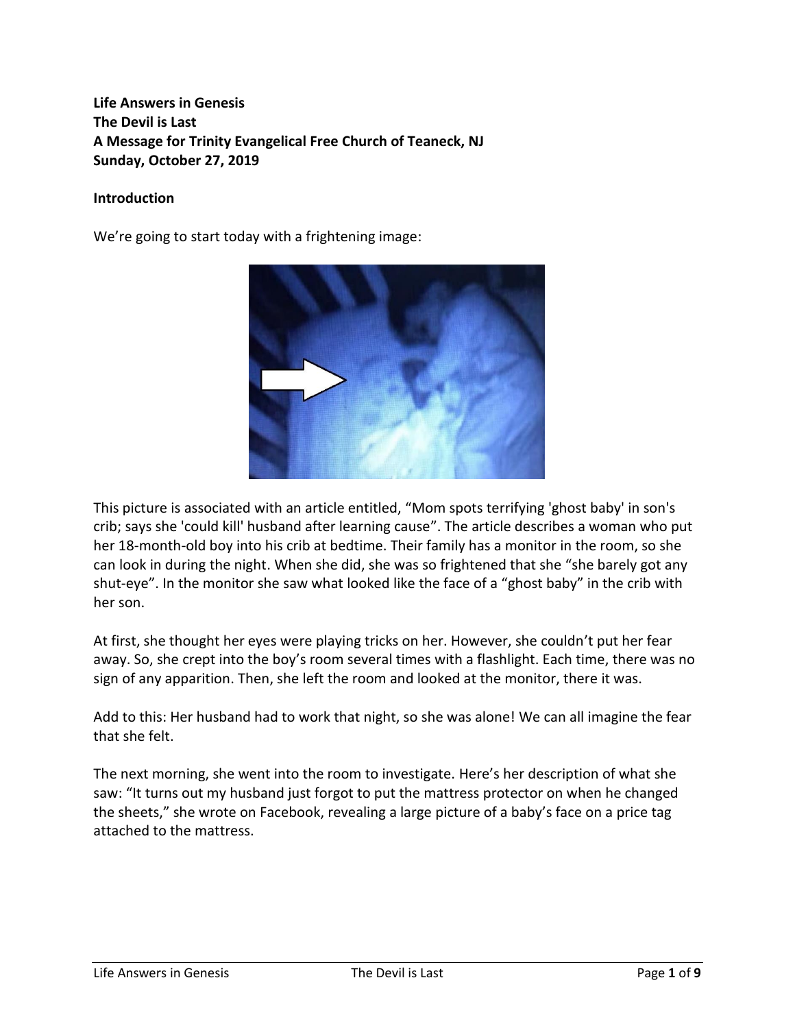**Life Answers in Genesis**
**The Devil is Last**
**A Message for Trinity Evangelical Free Church of Teaneck, NJ**
**Sunday, October 27, 2019**

**Introduction**

We're going to start today with a frightening image:

This picture is associated with an article entitled, "Mom spots terrifying 'ghost baby' in son's crib; says she 'could kill' husband after learning cause". The article describes a woman who put her 18-month-old boy into his crib at bedtime. Their family has a monitor in the room, so she can look in during the night. When she did, she was so frightened that she "she barely got any shut-eye". In the monitor she saw what looked like the face of a "ghost baby" in the crib with her son.

At first, she thought her eyes were playing tricks on her. However, she couldn't put her fear away. So, she crept into the boy's room several times with a flashlight. Each time, there was no sign of any apparition. Then, she left the room and looked at the monitor, there it was.

Add to this: Her husband had to work that night, so she was alone! We can all imagine the fear that she felt.

The next morning, she went into the room to investigate. Here's her description of what she saw: "It turns out my husband just forgot to put the mattress protector on when he changed the sheets," she wrote on Facebook, revealing a large picture of a baby's face on a price tag attached to the mattress.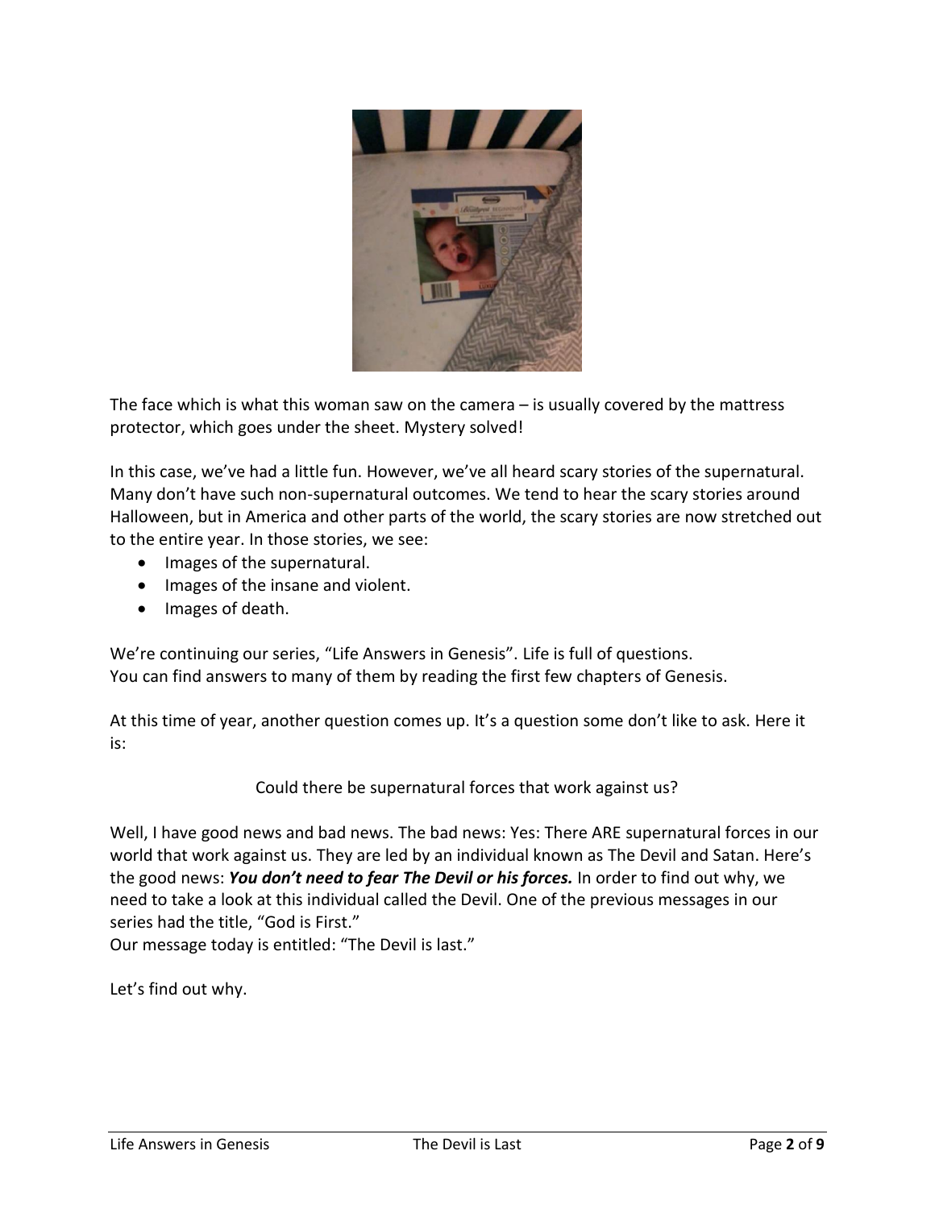The face which is what this woman saw on the camera – is usually covered by the mattress protector, which goes under the sheet. Mystery solved!

In this case, we've had a little fun. However, we've all heard scary stories of the supernatural. Many don't have such non-supernatural outcomes. We tend to hear the scary stories around Halloween, but in America and other parts of the world, the scary stories are now stretched out to the entire year. In those stories, we see:

- Images of the supernatural.
- Images of the insane and violent.
- Images of death.

We're continuing our series, "Life Answers in Genesis". Life is full of questions.
You can find answers to many of them by reading the first few chapters of Genesis.

At this time of year, another question comes up. It's a question some don't like to ask. Here it is:

Could there be supernatural forces that work against us?

Well, I have good news and bad news. The bad news: Yes: There ARE supernatural forces in our world that work against us. They are led by an individual known as The Devil and Satan. Here's the good news: ***You don't need to fear The Devil or his forces.*** In order to find out why, we need to take a look at this individual called the Devil. One of the previous messages in our series had the title, "God is First."
Our message today is entitled: "The Devil is last."

Let's find out why.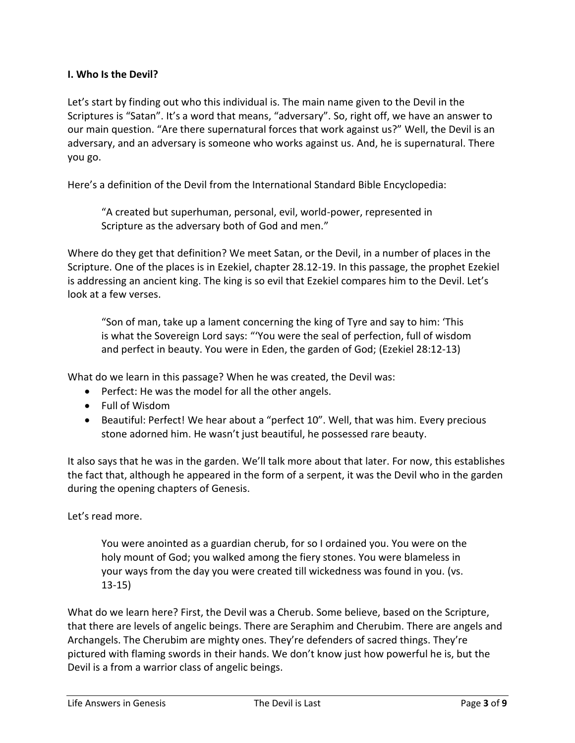**I. Who Is the Devil?**

Let's start by finding out who this individual is. The main name given to the Devil in the Scriptures is "Satan". It's a word that means, "adversary". So, right off, we have an answer to our main question. "Are there supernatural forces that work against us?" Well, the Devil is an adversary, and an adversary is someone who works against us. And, he is supernatural. There you go.

Here's a definition of the Devil from the International Standard Bible Encyclopedia:

> "A created but superhuman, personal, evil, world-power, represented in Scripture as the adversary both of God and men."

Where do they get that definition? We meet Satan, or the Devil, in a number of places in the Scripture. One of the places is in Ezekiel, chapter 28.12-19. In this passage, the prophet Ezekiel is addressing an ancient king. The king is so evil that Ezekiel compares him to the Devil. Let's look at a few verses.

> "Son of man, take up a lament concerning the king of Tyre and say to him: 'This is what the Sovereign Lord says: "'You were the seal of perfection, full of wisdom and perfect in beauty. You were in Eden, the garden of God; (Ezekiel 28:12-13)

What do we learn in this passage? When he was created, the Devil was:

- Perfect: He was the model for all the other angels.
- Full of Wisdom
- Beautiful: Perfect! We hear about a "perfect 10". Well, that was him. Every precious stone adorned him. He wasn't just beautiful, he possessed rare beauty.

It also says that he was in the garden. We'll talk more about that later. For now, this establishes the fact that, although he appeared in the form of a serpent, it was the Devil who in the garden during the opening chapters of Genesis.

Let's read more.

> You were anointed as a guardian cherub, for so I ordained you. You were on the holy mount of God; you walked among the fiery stones. You were blameless in your ways from the day you were created till wickedness was found in you. (vs. 13-15)

What do we learn here? First, the Devil was a Cherub. Some believe, based on the Scripture, that there are levels of angelic beings. There are Seraphim and Cherubim. There are angels and Archangels. The Cherubim are mighty ones. They're defenders of sacred things. They're pictured with flaming swords in their hands. We don't know just how powerful he is, but the Devil is a from a warrior class of angelic beings.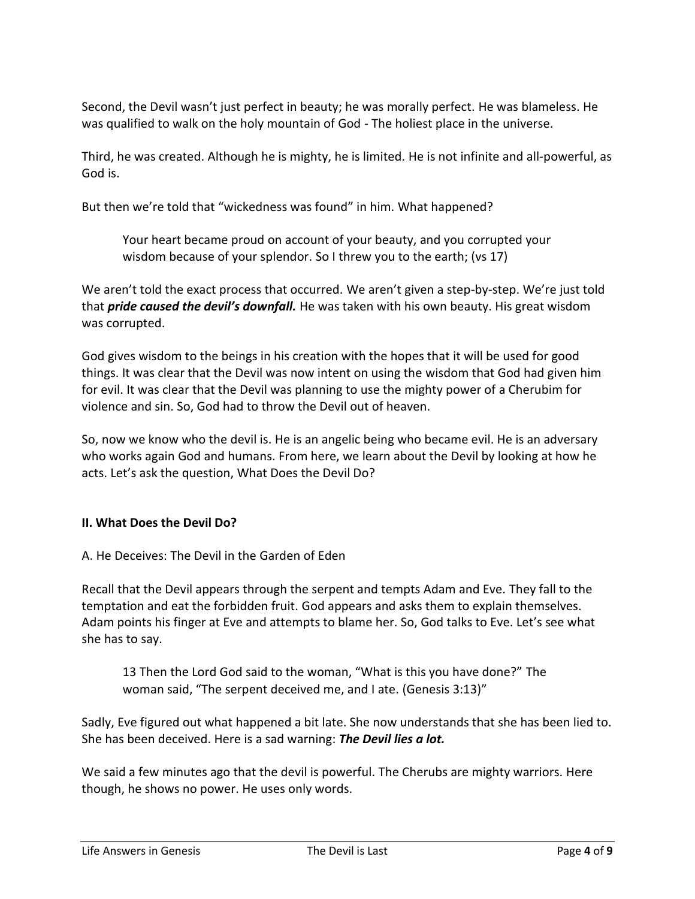Second, the Devil wasn't just perfect in beauty; he was morally perfect. He was blameless. He was qualified to walk on the holy mountain of God - The holiest place in the universe.

Third, he was created. Although he is mighty, he is limited. He is not infinite and all-powerful, as God is.

But then we're told that "wickedness was found" in him. What happened?

> Your heart became proud on account of your beauty, and you corrupted your wisdom because of your splendor. So I threw you to the earth; (vs 17)

We aren't told the exact process that occurred. We aren't given a step-by-step. We're just told that ***pride caused the devil's downfall.*** He was taken with his own beauty. His great wisdom was corrupted.

God gives wisdom to the beings in his creation with the hopes that it will be used for good things. It was clear that the Devil was now intent on using the wisdom that God had given him for evil. It was clear that the Devil was planning to use the mighty power of a Cherubim for violence and sin. So, God had to throw the Devil out of heaven.

So, now we know who the devil is. He is an angelic being who became evil. He is an adversary who works again God and humans. From here, we learn about the Devil by looking at how he acts. Let's ask the question, What Does the Devil Do?

## II. What Does the Devil Do?

A. He Deceives: The Devil in the Garden of Eden

Recall that the Devil appears through the serpent and tempts Adam and Eve. They fall to the temptation and eat the forbidden fruit. God appears and asks them to explain themselves. Adam points his finger at Eve and attempts to blame her. So, God talks to Eve. Let's see what she has to say.

> 13 Then the Lord God said to the woman, "What is this you have done?" The woman said, "The serpent deceived me, and I ate. (Genesis 3:13)"

Sadly, Eve figured out what happened a bit late. She now understands that she has been lied to. She has been deceived. Here is a sad warning: ***The Devil lies a lot.***

We said a few minutes ago that the devil is powerful. The Cherubs are mighty warriors. Here though, he shows no power. He uses only words.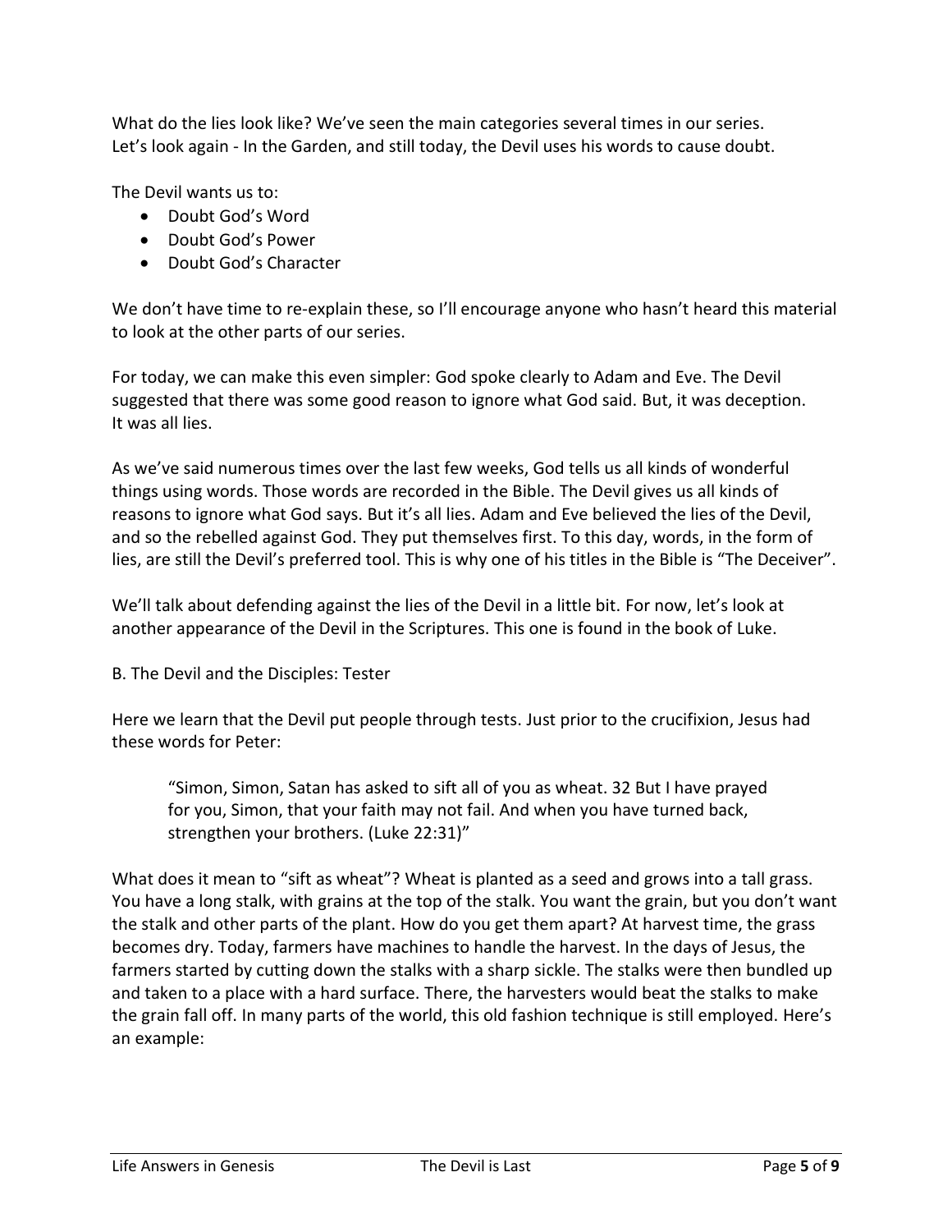What do the lies look like? We've seen the main categories several times in our series. Let's look again - In the Garden, and still today, the Devil uses his words to cause doubt.

The Devil wants us to:

- Doubt God's Word
- Doubt God's Power
- Doubt God's Character

We don't have time to re-explain these, so I'll encourage anyone who hasn't heard this material to look at the other parts of our series.

For today, we can make this even simpler: God spoke clearly to Adam and Eve. The Devil suggested that there was some good reason to ignore what God said. But, it was deception. It was all lies.

As we've said numerous times over the last few weeks, God tells us all kinds of wonderful things using words. Those words are recorded in the Bible. The Devil gives us all kinds of reasons to ignore what God says. But it's all lies. Adam and Eve believed the lies of the Devil, and so the rebelled against God. They put themselves first. To this day, words, in the form of lies, are still the Devil's preferred tool. This is why one of his titles in the Bible is "The Deceiver".

We'll talk about defending against the lies of the Devil in a little bit. For now, let's look at another appearance of the Devil in the Scriptures. This one is found in the book of Luke.

B. The Devil and the Disciples: Tester

Here we learn that the Devil put people through tests. Just prior to the crucifixion, Jesus had these words for Peter:

> "Simon, Simon, Satan has asked to sift all of you as wheat. 32 But I have prayed for you, Simon, that your faith may not fail. And when you have turned back, strengthen your brothers. (Luke 22:31)"

What does it mean to "sift as wheat"? Wheat is planted as a seed and grows into a tall grass. You have a long stalk, with grains at the top of the stalk. You want the grain, but you don't want the stalk and other parts of the plant. How do you get them apart? At harvest time, the grass becomes dry. Today, farmers have machines to handle the harvest. In the days of Jesus, the farmers started by cutting down the stalks with a sharp sickle. The stalks were then bundled up and taken to a place with a hard surface. There, the harvesters would beat the stalks to make the grain fall off. In many parts of the world, this old fashion technique is still employed. Here's an example: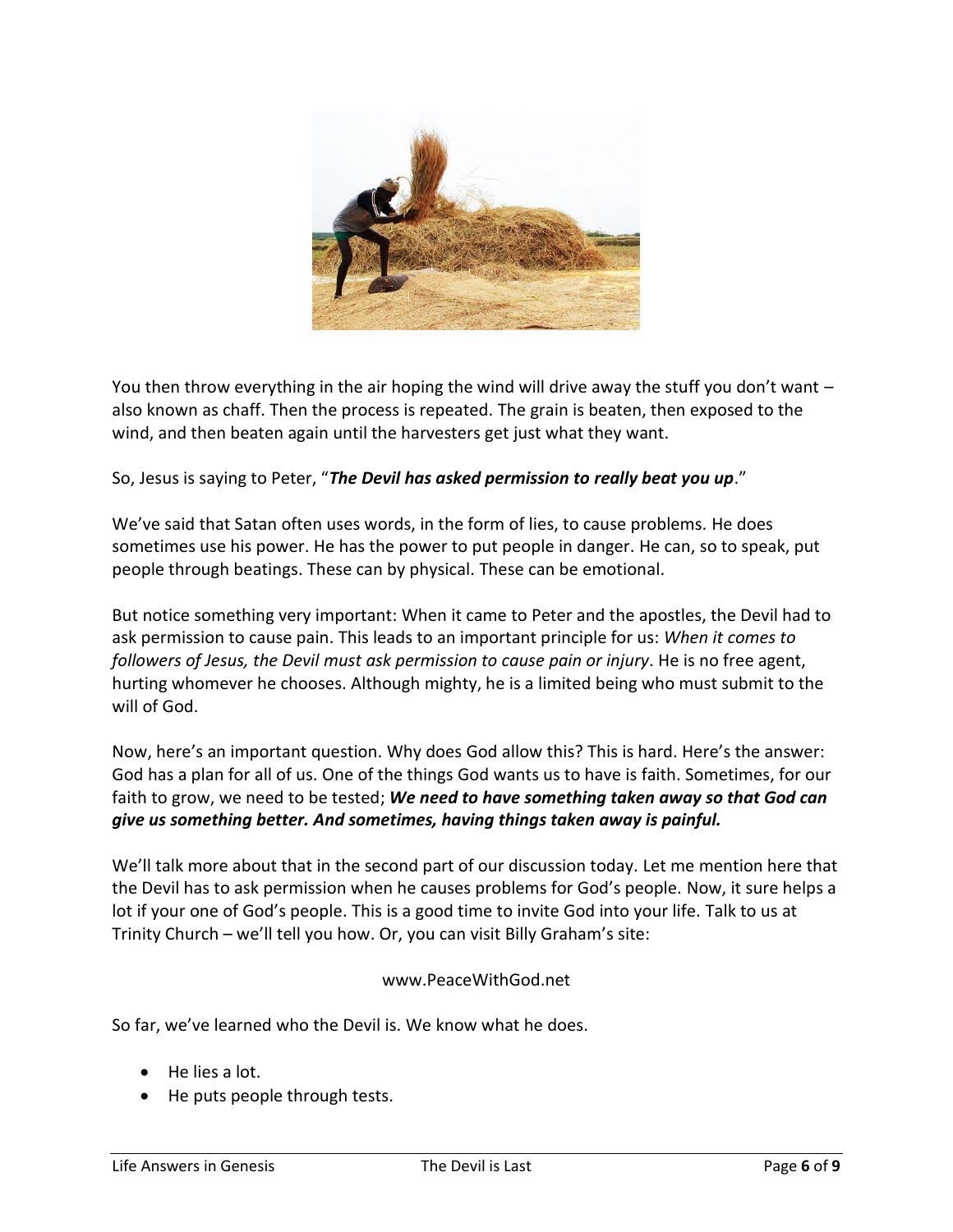You then throw everything in the air hoping the wind will drive away the stuff you don't want – also known as chaff. Then the process is repeated. The grain is beaten, then exposed to the wind, and then beaten again until the harvesters get just what they want.

So, Jesus is saying to Peter, "***The Devil has asked permission to really beat you up***."

We've said that Satan often uses words, in the form of lies, to cause problems. He does sometimes use his power. He has the power to put people in danger. He can, so to speak, put people through beatings. These can by physical. These can be emotional.

But notice something very important: When it came to Peter and the apostles, the Devil had to ask permission to cause pain. This leads to an important principle for us: *When it comes to followers of Jesus, the Devil must ask permission to cause pain or injury*. He is no free agent, hurting whomever he chooses. Although mighty, he is a limited being who must submit to the will of God.

Now, here's an important question. Why does God allow this? This is hard. Here's the answer: God has a plan for all of us. One of the things God wants us to have is faith. Sometimes, for our faith to grow, we need to be tested; ***We need to have something taken away so that God can give us something better. And sometimes, having things taken away is painful.***

We'll talk more about that in the second part of our discussion today. Let me mention here that the Devil has to ask permission when he causes problems for God's people. Now, it sure helps a lot if your one of God's people. This is a good time to invite God into your life. Talk to us at Trinity Church – we'll tell you how. Or, you can visit Billy Graham's site:

www.PeaceWithGod.net

So far, we've learned who the Devil is. We know what he does.

- He lies a lot.
- He puts people through tests.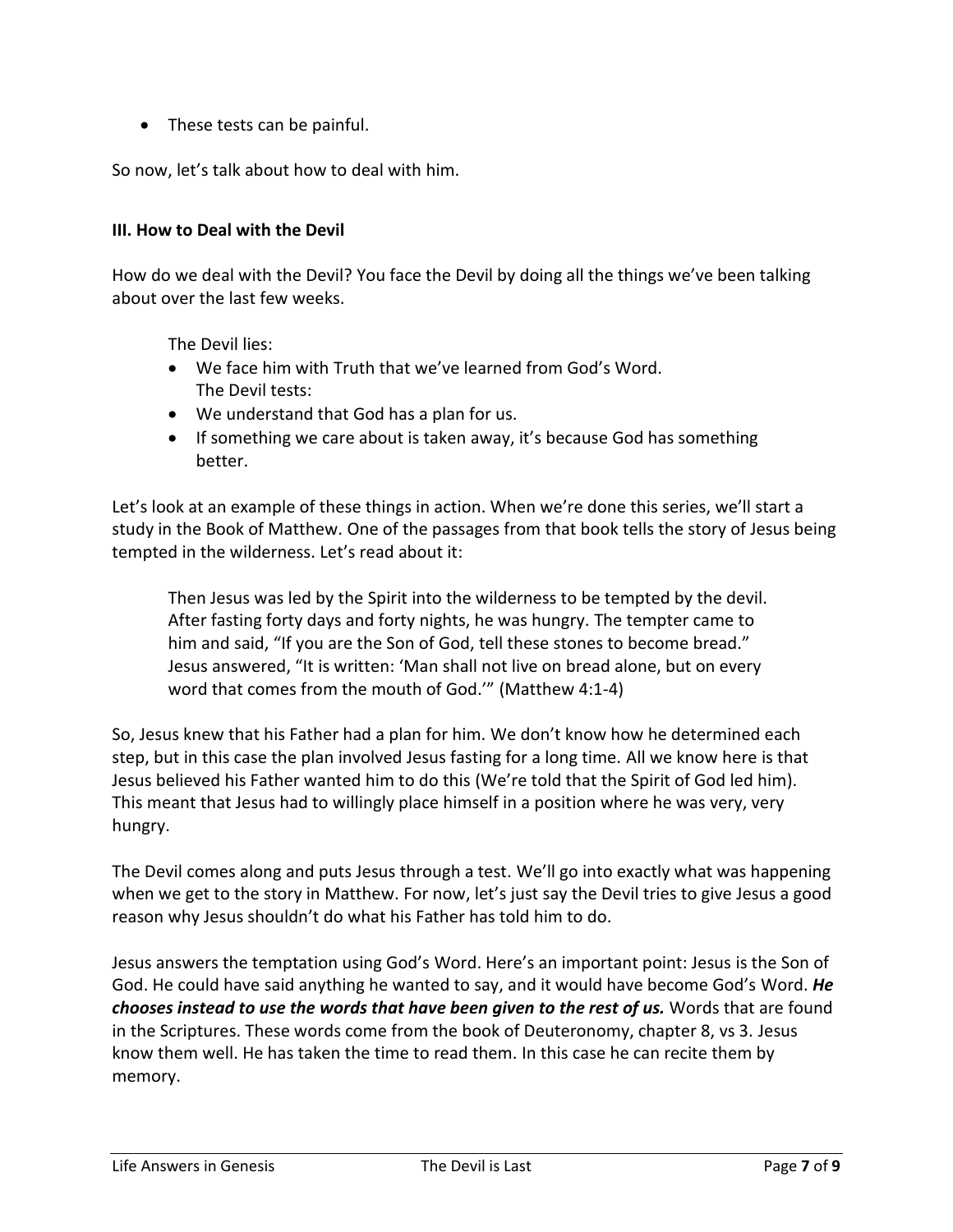- These tests can be painful.

So now, let's talk about how to deal with him.

**III. How to Deal with the Devil**

How do we deal with the Devil? You face the Devil by doing all the things we've been talking about over the last few weeks.

The Devil lies:

- We face him with Truth that we've learned from God's Word.

The Devil tests:

- We understand that God has a plan for us.
- If something we care about is taken away, it's because God has something better.

Let's look at an example of these things in action. When we're done this series, we'll start a study in the Book of Matthew. One of the passages from that book tells the story of Jesus being tempted in the wilderness. Let's read about it:

> Then Jesus was led by the Spirit into the wilderness to be tempted by the devil. After fasting forty days and forty nights, he was hungry. The tempter came to him and said, "If you are the Son of God, tell these stones to become bread." Jesus answered, "It is written: 'Man shall not live on bread alone, but on every word that comes from the mouth of God.'" (Matthew 4:1-4)

So, Jesus knew that his Father had a plan for him. We don't know how he determined each step, but in this case the plan involved Jesus fasting for a long time. All we know here is that Jesus believed his Father wanted him to do this (We're told that the Spirit of God led him). This meant that Jesus had to willingly place himself in a position where he was very, very hungry.

The Devil comes along and puts Jesus through a test. We'll go into exactly what was happening when we get to the story in Matthew. For now, let's just say the Devil tries to give Jesus a good reason why Jesus shouldn't do what his Father has told him to do.

Jesus answers the temptation using God's Word. Here's an important point: Jesus is the Son of God. He could have said anything he wanted to say, and it would have become God's Word. ***He chooses instead to use the words that have been given to the rest of us.*** Words that are found in the Scriptures. These words come from the book of Deuteronomy, chapter 8, vs 3. Jesus know them well. He has taken the time to read them. In this case he can recite them by memory.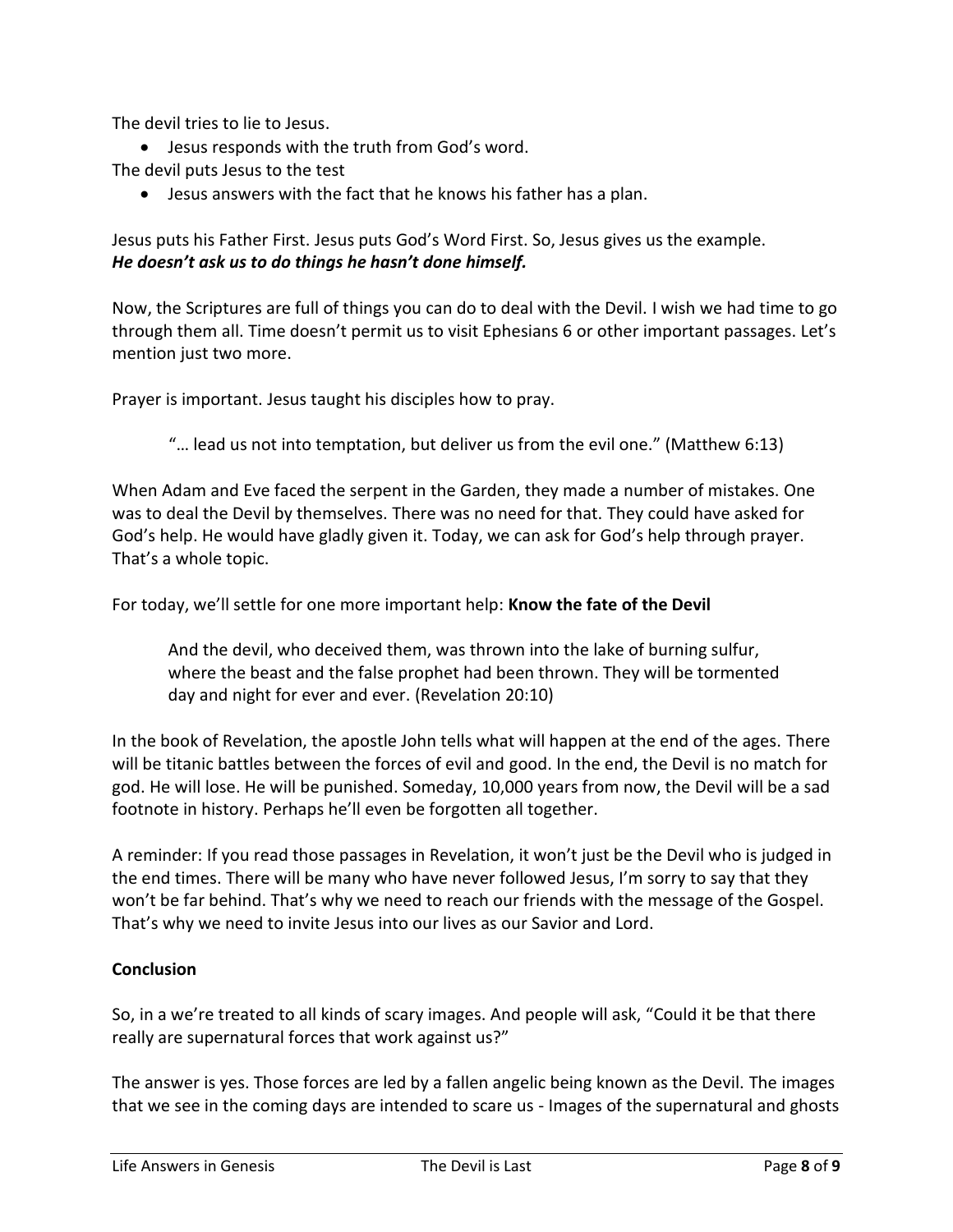The devil tries to lie to Jesus.

- Jesus responds with the truth from God's word.

The devil puts Jesus to the test

- Jesus answers with the fact that he knows his father has a plan.

Jesus puts his Father First. Jesus puts God's Word First. So, Jesus gives us the example.
***He doesn't ask us to do things he hasn't done himself.***

Now, the Scriptures are full of things you can do to deal with the Devil. I wish we had time to go through them all. Time doesn't permit us to visit Ephesians 6 or other important passages. Let's mention just two more.

Prayer is important. Jesus taught his disciples how to pray.

> "… lead us not into temptation, but deliver us from the evil one." (Matthew 6:13)

When Adam and Eve faced the serpent in the Garden, they made a number of mistakes. One was to deal the Devil by themselves. There was no need for that. They could have asked for God's help. He would have gladly given it. Today, we can ask for God's help through prayer. That's a whole topic.

For today, we'll settle for one more important help: **Know the fate of the Devil**

> And the devil, who deceived them, was thrown into the lake of burning sulfur, where the beast and the false prophet had been thrown. They will be tormented day and night for ever and ever. (Revelation 20:10)

In the book of Revelation, the apostle John tells what will happen at the end of the ages. There will be titanic battles between the forces of evil and good. In the end, the Devil is no match for god. He will lose. He will be punished. Someday, 10,000 years from now, the Devil will be a sad footnote in history. Perhaps he'll even be forgotten all together.

A reminder: If you read those passages in Revelation, it won't just be the Devil who is judged in the end times. There will be many who have never followed Jesus, I'm sorry to say that they won't be far behind. That's why we need to reach our friends with the message of the Gospel. That's why we need to invite Jesus into our lives as our Savior and Lord.

**Conclusion**

So, in a we're treated to all kinds of scary images. And people will ask, "Could it be that there really are supernatural forces that work against us?"

The answer is yes. Those forces are led by a fallen angelic being known as the Devil. The images that we see in the coming days are intended to scare us - Images of the supernatural and ghosts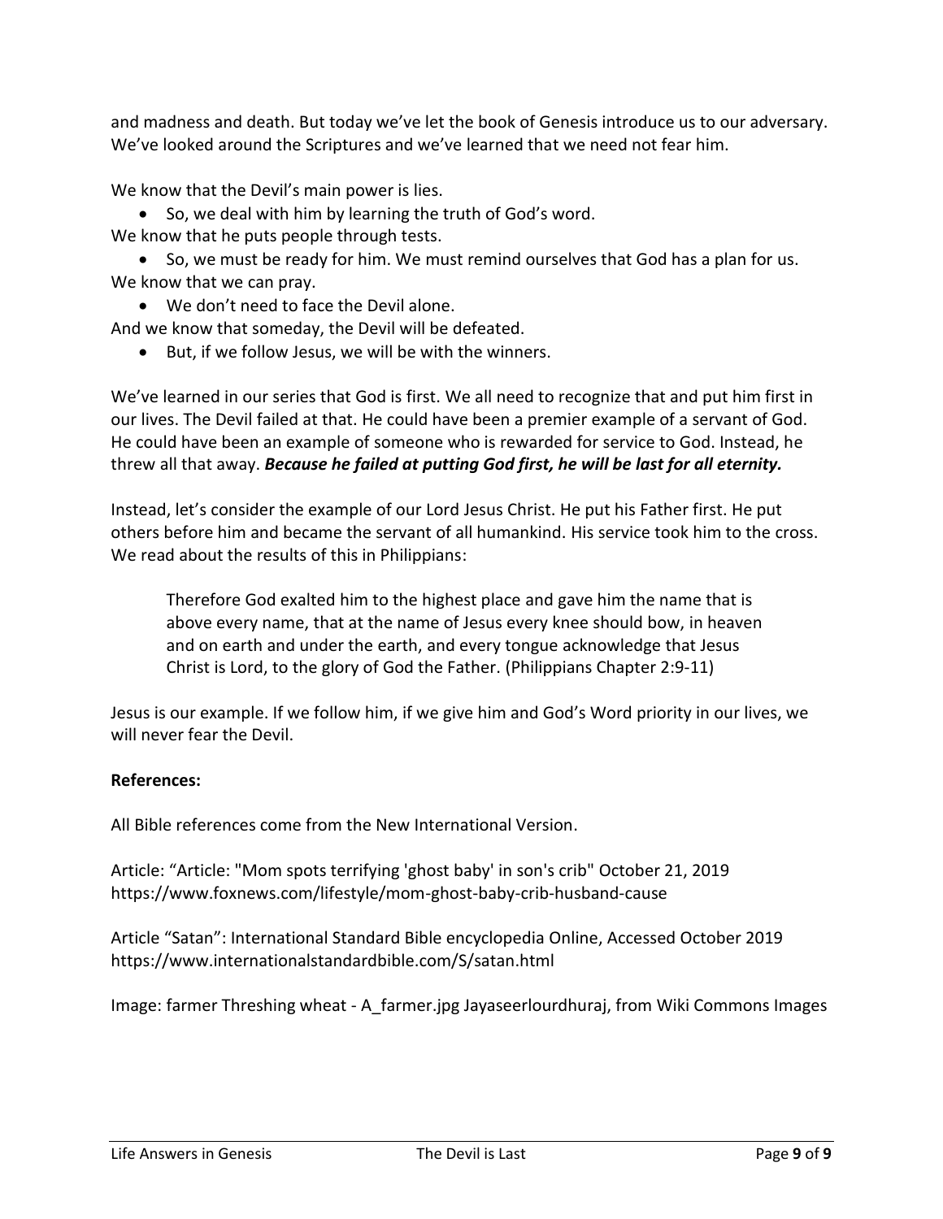and madness and death. But today we've let the book of Genesis introduce us to our adversary. We've looked around the Scriptures and we've learned that we need not fear him.

We know that the Devil's main power is lies.

- So, we deal with him by learning the truth of God's word.

We know that he puts people through tests.

- So, we must be ready for him. We must remind ourselves that God has a plan for us.

We know that we can pray.

- We don't need to face the Devil alone.

And we know that someday, the Devil will be defeated.

- But, if we follow Jesus, we will be with the winners.

We've learned in our series that God is first. We all need to recognize that and put him first in our lives. The Devil failed at that. He could have been a premier example of a servant of God. He could have been an example of someone who is rewarded for service to God. Instead, he threw all that away. ***Because he failed at putting God first, he will be last for all eternity.***

Instead, let's consider the example of our Lord Jesus Christ. He put his Father first. He put others before him and became the servant of all humankind. His service took him to the cross. We read about the results of this in Philippians:

> Therefore God exalted him to the highest place and gave him the name that is above every name, that at the name of Jesus every knee should bow, in heaven and on earth and under the earth, and every tongue acknowledge that Jesus Christ is Lord, to the glory of God the Father. (Philippians Chapter 2:9-11)

Jesus is our example. If we follow him, if we give him and God's Word priority in our lives, we will never fear the Devil.

**References:**

All Bible references come from the New International Version.

Article: "Article: "Mom spots terrifying 'ghost baby' in son's crib" October 21, 2019
https://www.foxnews.com/lifestyle/mom-ghost-baby-crib-husband-cause

Article "Satan": International Standard Bible encyclopedia Online, Accessed October 2019
https://www.internationalstandardbible.com/S/satan.html

Image: farmer Threshing wheat - A_farmer.jpg Jayaseerlourdhuraj, from Wiki Commons Images